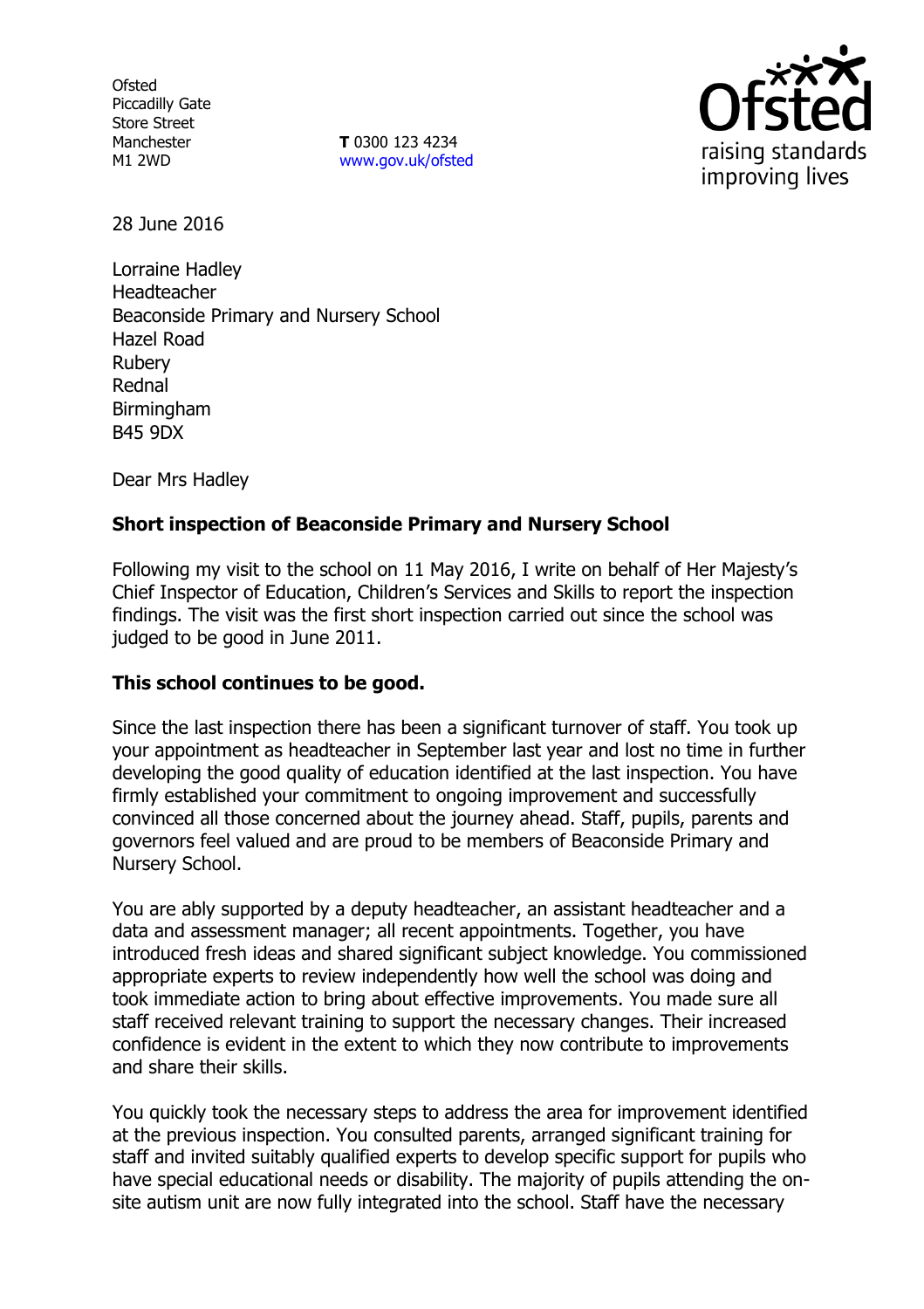Ofsted
Piccadilly Gate
Store Street
Manchester
M1 2WD

**T** 0300 123 4234
www.gov.uk/ofsted

28 June 2016

Lorraine Hadley
Headteacher
Beaconside Primary and Nursery School
Hazel Road
Rubery
Rednal
Birmingham
B45 9DX

Dear Mrs Hadley

**Short inspection of Beaconside Primary and Nursery School**

Following my visit to the school on 11 May 2016, I write on behalf of Her Majesty's Chief Inspector of Education, Children's Services and Skills to report the inspection findings. The visit was the first short inspection carried out since the school was judged to be good in June 2011.

**This school continues to be good.**

Since the last inspection there has been a significant turnover of staff. You took up your appointment as headteacher in September last year and lost no time in further developing the good quality of education identified at the last inspection. You have firmly established your commitment to ongoing improvement and successfully convinced all those concerned about the journey ahead. Staff, pupils, parents and governors feel valued and are proud to be members of Beaconside Primary and Nursery School.

You are ably supported by a deputy headteacher, an assistant headteacher and a data and assessment manager; all recent appointments. Together, you have introduced fresh ideas and shared significant subject knowledge. You commissioned appropriate experts to review independently how well the school was doing and took immediate action to bring about effective improvements. You made sure all staff received relevant training to support the necessary changes. Their increased confidence is evident in the extent to which they now contribute to improvements and share their skills.

You quickly took the necessary steps to address the area for improvement identified at the previous inspection. You consulted parents, arranged significant training for staff and invited suitably qualified experts to develop specific support for pupils who have special educational needs or disability. The majority of pupils attending the on-site autism unit are now fully integrated into the school. Staff have the necessary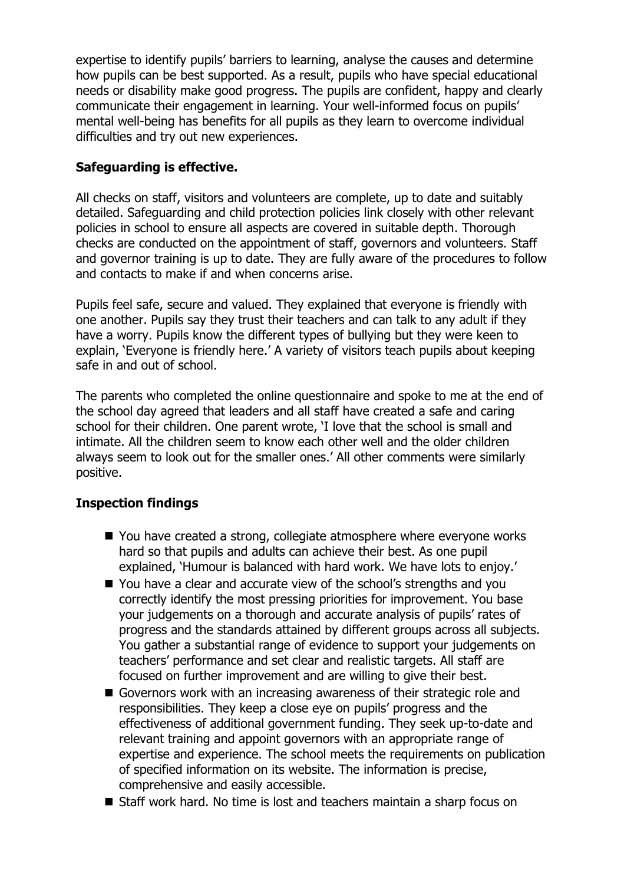expertise to identify pupils' barriers to learning, analyse the causes and determine how pupils can be best supported. As a result, pupils who have special educational needs or disability make good progress. The pupils are confident, happy and clearly communicate their engagement in learning. Your well-informed focus on pupils' mental well-being has benefits for all pupils as they learn to overcome individual difficulties and try out new experiences.

## Safeguarding is effective.

All checks on staff, visitors and volunteers are complete, up to date and suitably detailed. Safeguarding and child protection policies link closely with other relevant policies in school to ensure all aspects are covered in suitable depth. Thorough checks are conducted on the appointment of staff, governors and volunteers. Staff and governor training is up to date. They are fully aware of the procedures to follow and contacts to make if and when concerns arise.

Pupils feel safe, secure and valued. They explained that everyone is friendly with one another. Pupils say they trust their teachers and can talk to any adult if they have a worry. Pupils know the different types of bullying but they were keen to explain, 'Everyone is friendly here.' A variety of visitors teach pupils about keeping safe in and out of school.

The parents who completed the online questionnaire and spoke to me at the end of the school day agreed that leaders and all staff have created a safe and caring school for their children. One parent wrote, 'I love that the school is small and intimate. All the children seem to know each other well and the older children always seem to look out for the smaller ones.' All other comments were similarly positive.

## Inspection findings

- You have created a strong, collegiate atmosphere where everyone works hard so that pupils and adults can achieve their best. As one pupil explained, 'Humour is balanced with hard work. We have lots to enjoy.'
- You have a clear and accurate view of the school's strengths and you correctly identify the most pressing priorities for improvement. You base your judgements on a thorough and accurate analysis of pupils' rates of progress and the standards attained by different groups across all subjects. You gather a substantial range of evidence to support your judgements on teachers' performance and set clear and realistic targets. All staff are focused on further improvement and are willing to give their best.
- Governors work with an increasing awareness of their strategic role and responsibilities. They keep a close eye on pupils' progress and the effectiveness of additional government funding. They seek up-to-date and relevant training and appoint governors with an appropriate range of expertise and experience. The school meets the requirements on publication of specified information on its website. The information is precise, comprehensive and easily accessible.
- Staff work hard. No time is lost and teachers maintain a sharp focus on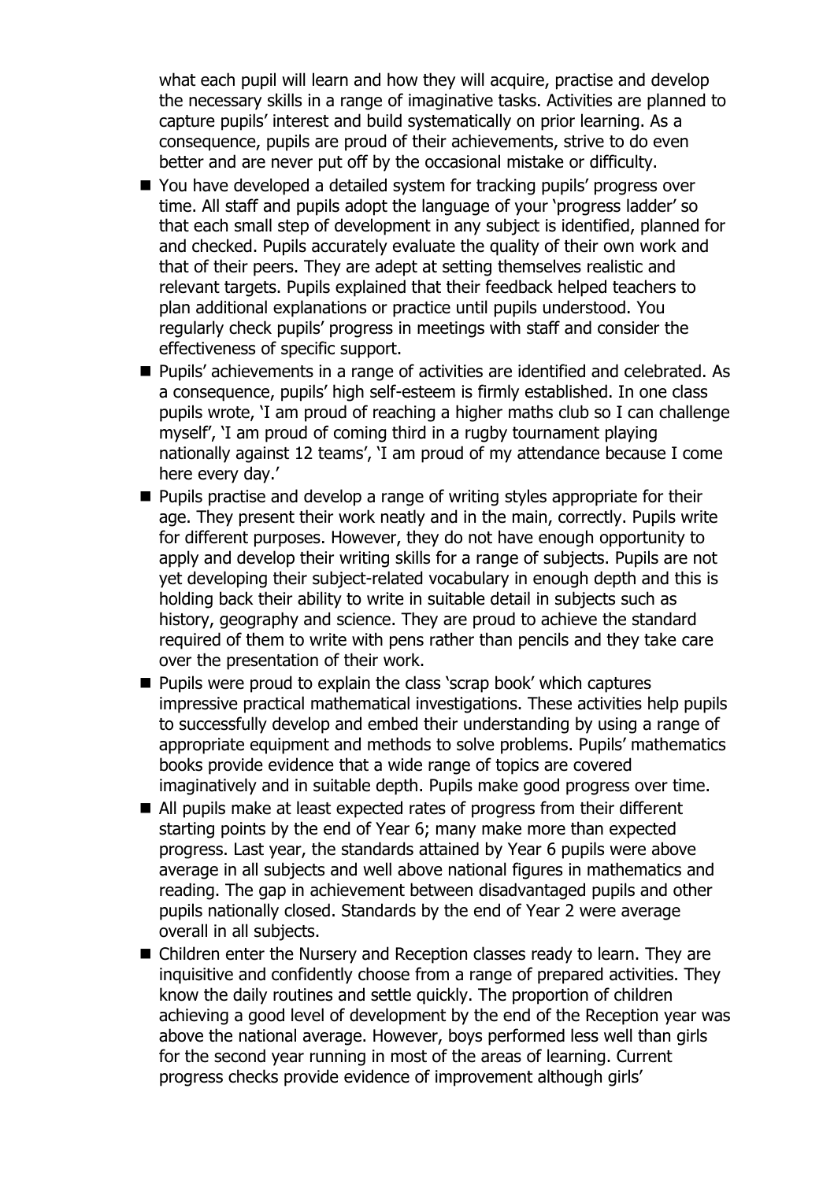what each pupil will learn and how they will acquire, practise and develop the necessary skills in a range of imaginative tasks. Activities are planned to capture pupils' interest and build systematically on prior learning. As a consequence, pupils are proud of their achievements, strive to do even better and are never put off by the occasional mistake or difficulty.

- You have developed a detailed system for tracking pupils' progress over time. All staff and pupils adopt the language of your 'progress ladder' so that each small step of development in any subject is identified, planned for and checked. Pupils accurately evaluate the quality of their own work and that of their peers. They are adept at setting themselves realistic and relevant targets. Pupils explained that their feedback helped teachers to plan additional explanations or practice until pupils understood. You regularly check pupils' progress in meetings with staff and consider the effectiveness of specific support.
- Pupils' achievements in a range of activities are identified and celebrated. As a consequence, pupils' high self-esteem is firmly established. In one class pupils wrote, 'I am proud of reaching a higher maths club so I can challenge myself', 'I am proud of coming third in a rugby tournament playing nationally against 12 teams', 'I am proud of my attendance because I come here every day.'
- Pupils practise and develop a range of writing styles appropriate for their age. They present their work neatly and in the main, correctly. Pupils write for different purposes. However, they do not have enough opportunity to apply and develop their writing skills for a range of subjects. Pupils are not yet developing their subject-related vocabulary in enough depth and this is holding back their ability to write in suitable detail in subjects such as history, geography and science. They are proud to achieve the standard required of them to write with pens rather than pencils and they take care over the presentation of their work.
- Pupils were proud to explain the class 'scrap book' which captures impressive practical mathematical investigations. These activities help pupils to successfully develop and embed their understanding by using a range of appropriate equipment and methods to solve problems. Pupils' mathematics books provide evidence that a wide range of topics are covered imaginatively and in suitable depth. Pupils make good progress over time.
- All pupils make at least expected rates of progress from their different starting points by the end of Year 6; many make more than expected progress. Last year, the standards attained by Year 6 pupils were above average in all subjects and well above national figures in mathematics and reading. The gap in achievement between disadvantaged pupils and other pupils nationally closed. Standards by the end of Year 2 were average overall in all subjects.
- Children enter the Nursery and Reception classes ready to learn. They are inquisitive and confidently choose from a range of prepared activities. They know the daily routines and settle quickly. The proportion of children achieving a good level of development by the end of the Reception year was above the national average. However, boys performed less well than girls for the second year running in most of the areas of learning. Current progress checks provide evidence of improvement although girls'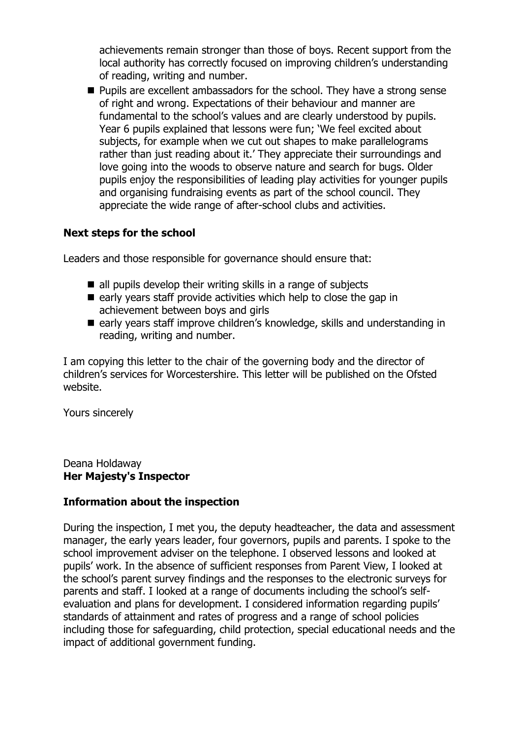achievements remain stronger than those of boys. Recent support from the local authority has correctly focused on improving children's understanding of reading, writing and number.

- Pupils are excellent ambassadors for the school. They have a strong sense of right and wrong. Expectations of their behaviour and manner are fundamental to the school's values and are clearly understood by pupils. Year 6 pupils explained that lessons were fun; 'We feel excited about subjects, for example when we cut out shapes to make parallelograms rather than just reading about it.' They appreciate their surroundings and love going into the woods to observe nature and search for bugs. Older pupils enjoy the responsibilities of leading play activities for younger pupils and organising fundraising events as part of the school council. They appreciate the wide range of after-school clubs and activities.

## Next steps for the school

Leaders and those responsible for governance should ensure that:

- all pupils develop their writing skills in a range of subjects
- early years staff provide activities which help to close the gap in achievement between boys and girls
- early years staff improve children's knowledge, skills and understanding in reading, writing and number.

I am copying this letter to the chair of the governing body and the director of children's services for Worcestershire. This letter will be published on the Ofsted website.

Yours sincerely

Deana Holdaway
**Her Majesty's Inspector**

## Information about the inspection

During the inspection, I met you, the deputy headteacher, the data and assessment manager, the early years leader, four governors, pupils and parents. I spoke to the school improvement adviser on the telephone. I observed lessons and looked at pupils' work. In the absence of sufficient responses from Parent View, I looked at the school's parent survey findings and the responses to the electronic surveys for parents and staff. I looked at a range of documents including the school's self-evaluation and plans for development. I considered information regarding pupils' standards of attainment and rates of progress and a range of school policies including those for safeguarding, child protection, special educational needs and the impact of additional government funding.